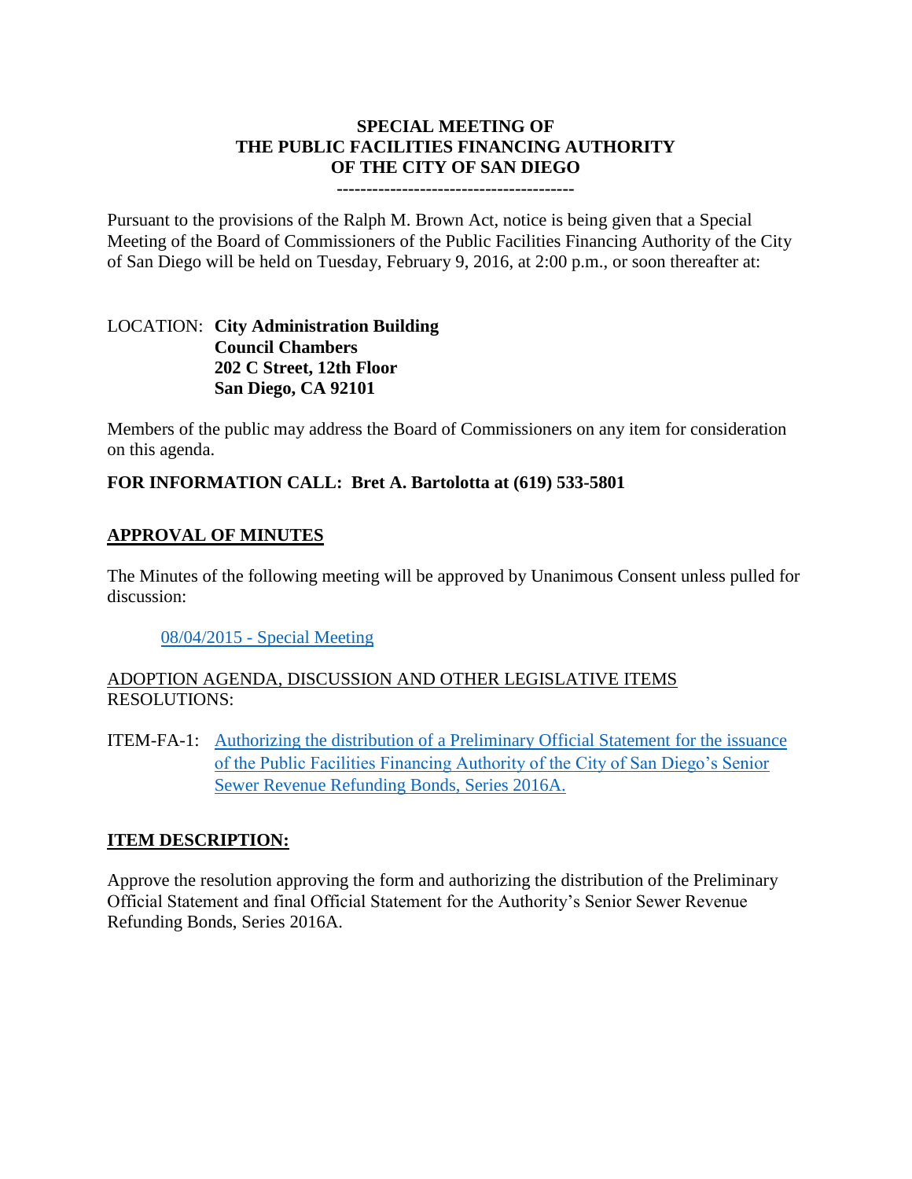# SPECIAL MEETING OF THE PUBLIC FACILITIES FINANCING AUTHORITY OF THE CITY OF SAN DIEGO

----------------------------------------

Pursuant to the provisions of the Ralph M. Brown Act, notice is being given that a Special Meeting of the Board of Commissioners of the Public Facilities Financing Authority of the City of San Diego will be held on Tuesday, February 9, 2016, at 2:00 p.m., or soon thereafter at:

LOCATION: **City Administration Building**
**Council Chambers**
**202 C Street, 12th Floor**
**San Diego, CA 92101**

Members of the public may address the Board of Commissioners on any item for consideration on this agenda.

**FOR INFORMATION CALL: Bret A. Bartolotta at (619) 533-5801**

## APPROVAL OF MINUTES

The Minutes of the following meeting will be approved by Unanimous Consent unless pulled for discussion:

08/04/2015 - Special Meeting

ADOPTION AGENDA, DISCUSSION AND OTHER LEGISLATIVE ITEMS
RESOLUTIONS:

ITEM-FA-1: Authorizing the distribution of a Preliminary Official Statement for the issuance of the Public Facilities Financing Authority of the City of San Diego's Senior Sewer Revenue Refunding Bonds, Series 2016A.

## ITEM DESCRIPTION:

Approve the resolution approving the form and authorizing the distribution of the Preliminary Official Statement and final Official Statement for the Authority's Senior Sewer Revenue Refunding Bonds, Series 2016A.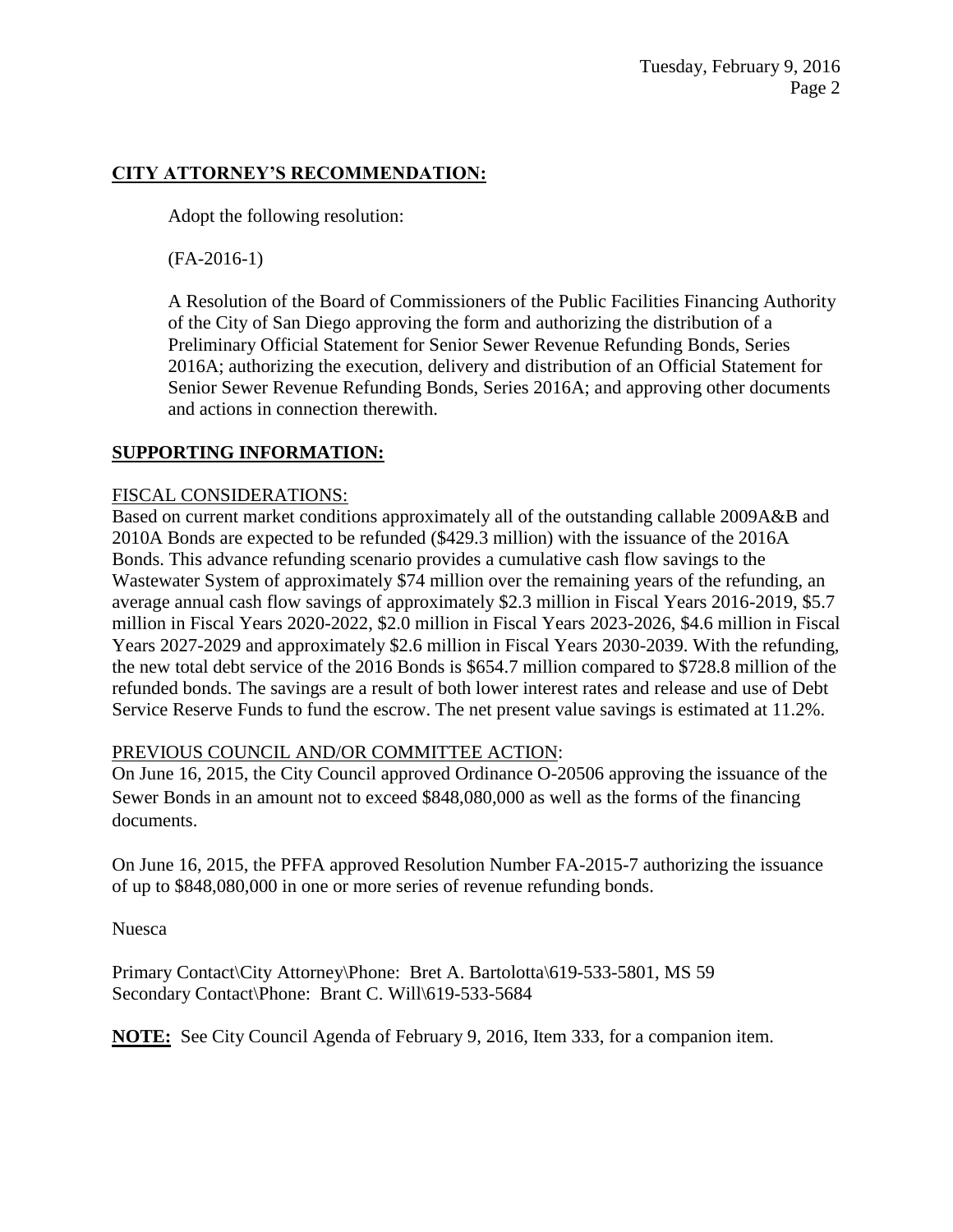## CITY ATTORNEY'S RECOMMENDATION:

Adopt the following resolution:

(FA-2016-1)

A Resolution of the Board of Commissioners of the Public Facilities Financing Authority of the City of San Diego approving the form and authorizing the distribution of a Preliminary Official Statement for Senior Sewer Revenue Refunding Bonds, Series 2016A; authorizing the execution, delivery and distribution of an Official Statement for Senior Sewer Revenue Refunding Bonds, Series 2016A; and approving other documents and actions in connection therewith.

## SUPPORTING INFORMATION:

### FISCAL CONSIDERATIONS:

Based on current market conditions approximately all of the outstanding callable 2009A&B and 2010A Bonds are expected to be refunded ($429.3 million) with the issuance of the 2016A Bonds. This advance refunding scenario provides a cumulative cash flow savings to the Wastewater System of approximately $74 million over the remaining years of the refunding, an average annual cash flow savings of approximately $2.3 million in Fiscal Years 2016-2019, $5.7 million in Fiscal Years 2020-2022, $2.0 million in Fiscal Years 2023-2026, $4.6 million in Fiscal Years 2027-2029 and approximately $2.6 million in Fiscal Years 2030-2039. With the refunding, the new total debt service of the 2016 Bonds is $654.7 million compared to $728.8 million of the refunded bonds. The savings are a result of both lower interest rates and release and use of Debt Service Reserve Funds to fund the escrow. The net present value savings is estimated at 11.2%.

### PREVIOUS COUNCIL AND/OR COMMITTEE ACTION:

On June 16, 2015, the City Council approved Ordinance O-20506 approving the issuance of the Sewer Bonds in an amount not to exceed $848,080,000 as well as the forms of the financing documents.

On June 16, 2015, the PFFA approved Resolution Number FA-2015-7 authorizing the issuance of up to $848,080,000 in one or more series of revenue refunding bonds.

Nuesca

Primary Contact\City Attorney\Phone: Bret A. Bartolotta\619-533-5801, MS 59
Secondary Contact\Phone: Brant C. Will\619-533-5684

**NOTE:** See City Council Agenda of February 9, 2016, Item 333, for a companion item.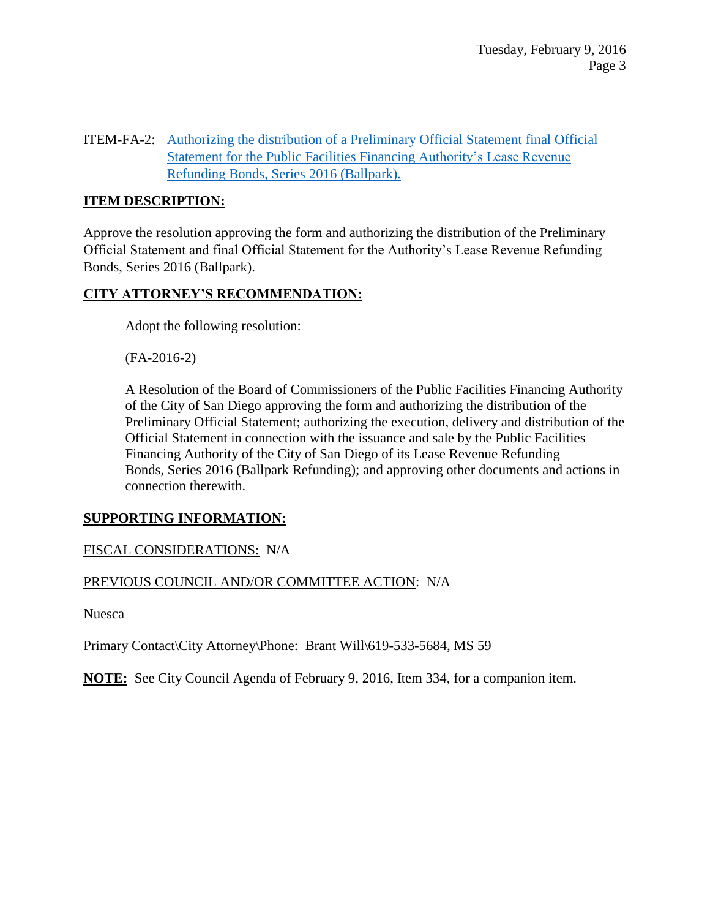ITEM-FA-2: Authorizing the distribution of a Preliminary Official Statement final Official Statement for the Public Facilities Financing Authority's Lease Revenue Refunding Bonds, Series 2016 (Ballpark).

**ITEM DESCRIPTION:**

Approve the resolution approving the form and authorizing the distribution of the Preliminary Official Statement and final Official Statement for the Authority's Lease Revenue Refunding Bonds, Series 2016 (Ballpark).

**CITY ATTORNEY'S RECOMMENDATION:**

Adopt the following resolution:

(FA-2016-2)

A Resolution of the Board of Commissioners of the Public Facilities Financing Authority of the City of San Diego approving the form and authorizing the distribution of the Preliminary Official Statement; authorizing the execution, delivery and distribution of the Official Statement in connection with the issuance and sale by the Public Facilities Financing Authority of the City of San Diego of its Lease Revenue Refunding Bonds, Series 2016 (Ballpark Refunding); and approving other documents and actions in connection therewith.

**SUPPORTING INFORMATION:**

FISCAL CONSIDERATIONS: N/A

PREVIOUS COUNCIL AND/OR COMMITTEE ACTION: N/A

Nuesca

Primary Contact\City Attorney\Phone: Brant Will\619-533-5684, MS 59

**NOTE:** See City Council Agenda of February 9, 2016, Item 334, for a companion item.